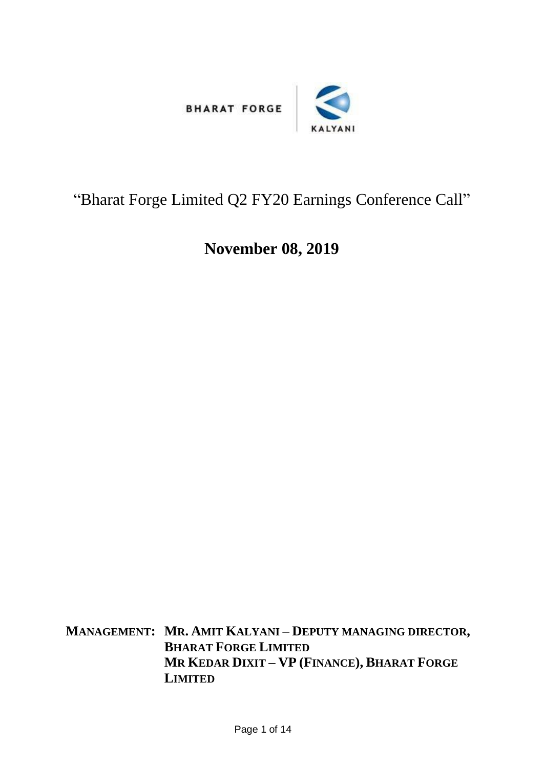BHARAT FORGE | KALYANI

# "Bharat Forge Limited Q2 FY20 Earnings Conference Call"

## November 08, 2019

**MANAGEMENT: MR. AMIT KALYANI – DEPUTY MANAGING DIRECTOR, BHARAT FORGE LIMITED**
**MR KEDAR DIXIT – VP (FINANCE), BHARAT FORGE LIMITED**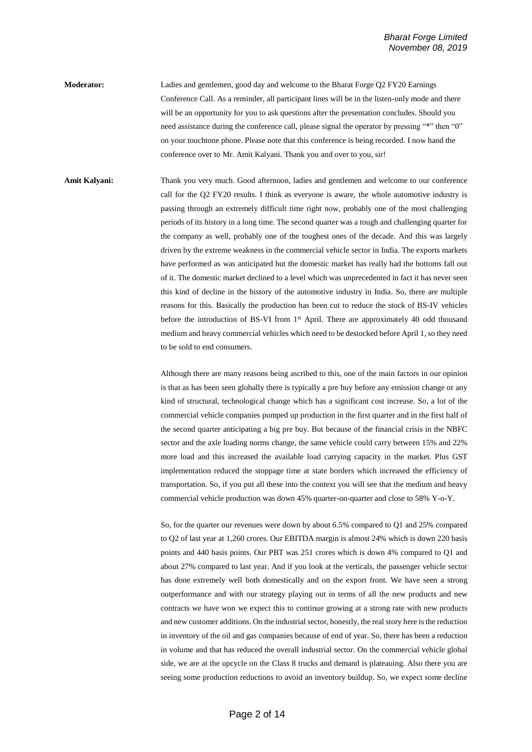**Moderator:** Ladies and gentlemen, good day and welcome to the Bharat Forge Q2 FY20 Earnings Conference Call. As a reminder, all participant lines will be in the listen-only mode and there will be an opportunity for you to ask questions after the presentation concludes. Should you need assistance during the conference call, please signal the operator by pressing "*" then "0" on your touchtone phone. Please note that this conference is being recorded. I now hand the conference over to Mr. Amit Kalyani. Thank you and over to you, sir!

**Amit Kalyani:** Thank you very much. Good afternoon, ladies and gentlemen and welcome to our conference call for the Q2 FY20 results. I think as everyone is aware, the whole automotive industry is passing through an extremely difficult time right now, probably one of the most challenging periods of its history in a long time. The second quarter was a tough and challenging quarter for the company as well, probably one of the toughest ones of the decade. And this was largely driven by the extreme weakness in the commercial vehicle sector in India. The exports markets have performed as was anticipated but the domestic market has really had the bottoms fall out of it. The domestic market declined to a level which was unprecedented in fact it has never seen this kind of decline in the history of the automotive industry in India. So, there are multiple reasons for this. Basically the production has been cut to reduce the stock of BS-IV vehicles before the introduction of BS-VI from 1st April. There are approximately 40 odd thousand medium and heavy commercial vehicles which need to be destocked before April 1, so they need to be sold to end consumers.

Although there are many reasons being ascribed to this, one of the main factors in our opinion is that as has been seen globally there is typically a pre buy before any emission change or any kind of structural, technological change which has a significant cost increase. So, a lot of the commercial vehicle companies pumped up production in the first quarter and in the first half of the second quarter anticipating a big pre buy. But because of the financial crisis in the NBFC sector and the axle loading norms change, the same vehicle could carry between 15% and 22% more load and this increased the available load carrying capacity in the market. Plus GST implementation reduced the stoppage time at state borders which increased the efficiency of transportation. So, if you put all these into the context you will see that the medium and heavy commercial vehicle production was down 45% quarter-on-quarter and close to 58% Y-o-Y.

So, for the quarter our revenues were down by about 6.5% compared to Q1 and 25% compared to Q2 of last year at 1,260 crores. Our EBITDA margin is almost 24% which is down 220 basis points and 440 basis points. Our PBT was 251 crores which is down 4% compared to Q1 and about 27% compared to last year. And if you look at the verticals, the passenger vehicle sector has done extremely well both domestically and on the export front. We have seen a strong outperformance and with our strategy playing out in terms of all the new products and new contracts we have won we expect this to continue growing at a strong rate with new products and new customer additions. On the industrial sector, honestly, the real story here is the reduction in inventory of the oil and gas companies because of end of year. So, there has been a reduction in volume and that has reduced the overall industrial sector. On the commercial vehicle global side, we are at the upcycle on the Class 8 trucks and demand is plateauing. Also there you are seeing some production reductions to avoid an inventory buildup. So, we expect some decline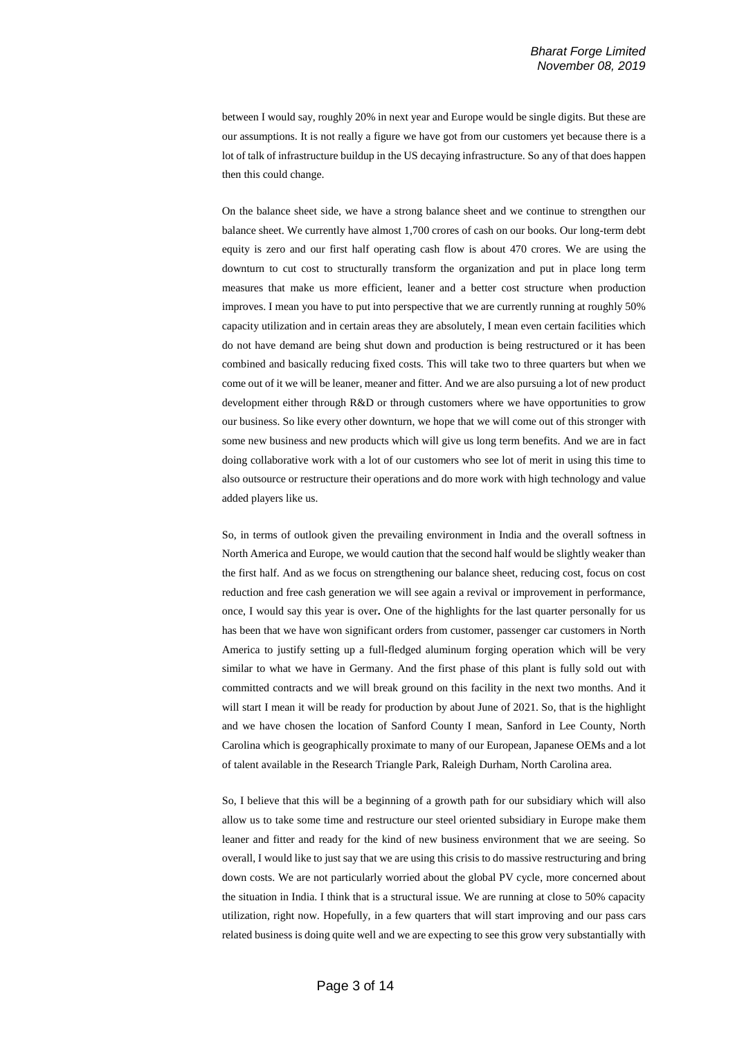between I would say, roughly 20% in next year and Europe would be single digits. But these are our assumptions. It is not really a figure we have got from our customers yet because there is a lot of talk of infrastructure buildup in the US decaying infrastructure. So any of that does happen then this could change.

On the balance sheet side, we have a strong balance sheet and we continue to strengthen our balance sheet. We currently have almost 1,700 crores of cash on our books. Our long-term debt equity is zero and our first half operating cash flow is about 470 crores. We are using the downturn to cut cost to structurally transform the organization and put in place long term measures that make us more efficient, leaner and a better cost structure when production improves. I mean you have to put into perspective that we are currently running at roughly 50% capacity utilization and in certain areas they are absolutely, I mean even certain facilities which do not have demand are being shut down and production is being restructured or it has been combined and basically reducing fixed costs. This will take two to three quarters but when we come out of it we will be leaner, meaner and fitter. And we are also pursuing a lot of new product development either through R&D or through customers where we have opportunities to grow our business. So like every other downturn, we hope that we will come out of this stronger with some new business and new products which will give us long term benefits. And we are in fact doing collaborative work with a lot of our customers who see lot of merit in using this time to also outsource or restructure their operations and do more work with high technology and value added players like us.

So, in terms of outlook given the prevailing environment in India and the overall softness in North America and Europe, we would caution that the second half would be slightly weaker than the first half. And as we focus on strengthening our balance sheet, reducing cost, focus on cost reduction and free cash generation we will see again a revival or improvement in performance, once, I would say this year is over**.** One of the highlights for the last quarter personally for us has been that we have won significant orders from customer, passenger car customers in North America to justify setting up a full-fledged aluminum forging operation which will be very similar to what we have in Germany. And the first phase of this plant is fully sold out with committed contracts and we will break ground on this facility in the next two months. And it will start I mean it will be ready for production by about June of 2021. So, that is the highlight and we have chosen the location of Sanford County I mean, Sanford in Lee County, North Carolina which is geographically proximate to many of our European, Japanese OEMs and a lot of talent available in the Research Triangle Park, Raleigh Durham, North Carolina area.

So, I believe that this will be a beginning of a growth path for our subsidiary which will also allow us to take some time and restructure our steel oriented subsidiary in Europe make them leaner and fitter and ready for the kind of new business environment that we are seeing. So overall, I would like to just say that we are using this crisis to do massive restructuring and bring down costs. We are not particularly worried about the global PV cycle, more concerned about the situation in India. I think that is a structural issue. We are running at close to 50% capacity utilization, right now. Hopefully, in a few quarters that will start improving and our pass cars related business is doing quite well and we are expecting to see this grow very substantially with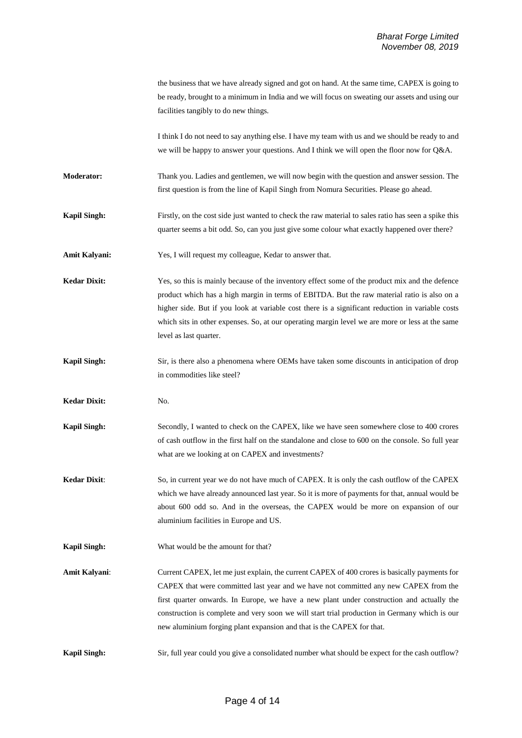the business that we have already signed and got on hand. At the same time, CAPEX is going to be ready, brought to a minimum in India and we will focus on sweating our assets and using our facilities tangibly to do new things.

I think I do not need to say anything else. I have my team with us and we should be ready to and we will be happy to answer your questions. And I think we will open the floor now for Q&A.

**Moderator:** Thank you. Ladies and gentlemen, we will now begin with the question and answer session. The first question is from the line of Kapil Singh from Nomura Securities. Please go ahead.

**Kapil Singh:** Firstly, on the cost side just wanted to check the raw material to sales ratio has seen a spike this quarter seems a bit odd. So, can you just give some colour what exactly happened over there?

**Amit Kalyani:** Yes, I will request my colleague, Kedar to answer that.

**Kedar Dixit:** Yes, so this is mainly because of the inventory effect some of the product mix and the defence product which has a high margin in terms of EBITDA. But the raw material ratio is also on a higher side. But if you look at variable cost there is a significant reduction in variable costs which sits in other expenses. So, at our operating margin level we are more or less at the same level as last quarter.

**Kapil Singh:** Sir, is there also a phenomena where OEMs have taken some discounts in anticipation of drop in commodities like steel?

**Kedar Dixit:** No.

**Kapil Singh:** Secondly, I wanted to check on the CAPEX, like we have seen somewhere close to 400 crores of cash outflow in the first half on the standalone and close to 600 on the console. So full year what are we looking at on CAPEX and investments?

**Kedar Dixit**: So, in current year we do not have much of CAPEX. It is only the cash outflow of the CAPEX which we have already announced last year. So it is more of payments for that, annual would be about 600 odd so. And in the overseas, the CAPEX would be more on expansion of our aluminium facilities in Europe and US.

**Kapil Singh:** What would be the amount for that?

**Amit Kalyani**: Current CAPEX, let me just explain, the current CAPEX of 400 crores is basically payments for CAPEX that were committed last year and we have not committed any new CAPEX from the first quarter onwards. In Europe, we have a new plant under construction and actually the construction is complete and very soon we will start trial production in Germany which is our new aluminium forging plant expansion and that is the CAPEX for that.

**Kapil Singh:** Sir, full year could you give a consolidated number what should be expect for the cash outflow?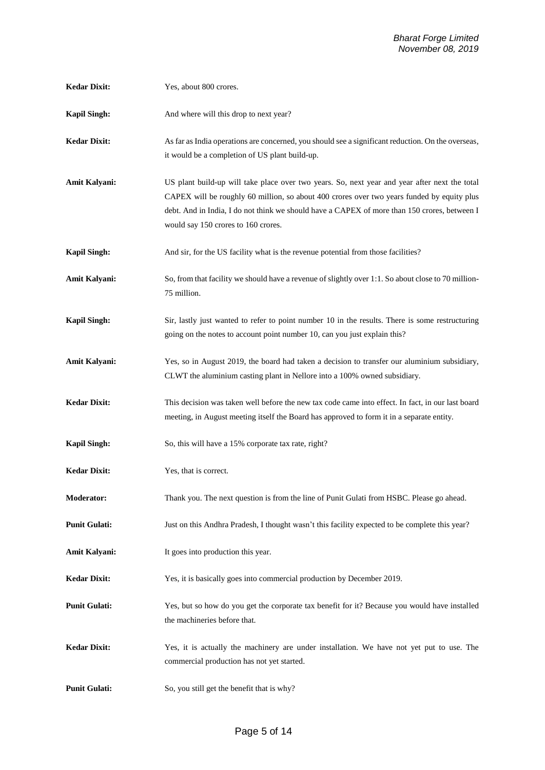**Kedar Dixit:** Yes, about 800 crores.

**Kapil Singh:** And where will this drop to next year?

**Kedar Dixit:** As far as India operations are concerned, you should see a significant reduction. On the overseas, it would be a completion of US plant build-up.

**Amit Kalyani:** US plant build-up will take place over two years. So, next year and year after next the total CAPEX will be roughly 60 million, so about 400 crores over two years funded by equity plus debt. And in India, I do not think we should have a CAPEX of more than 150 crores, between I would say 150 crores to 160 crores.

**Kapil Singh:** And sir, for the US facility what is the revenue potential from those facilities?

**Amit Kalyani:** So, from that facility we should have a revenue of slightly over 1:1. So about close to 70 million-75 million.

**Kapil Singh:** Sir, lastly just wanted to refer to point number 10 in the results. There is some restructuring going on the notes to account point number 10, can you just explain this?

**Amit Kalyani:** Yes, so in August 2019, the board had taken a decision to transfer our aluminium subsidiary, CLWT the aluminium casting plant in Nellore into a 100% owned subsidiary.

**Kedar Dixit:** This decision was taken well before the new tax code came into effect. In fact, in our last board meeting, in August meeting itself the Board has approved to form it in a separate entity.

**Kapil Singh:** So, this will have a 15% corporate tax rate, right?

**Kedar Dixit:** Yes, that is correct.

**Moderator:** Thank you. The next question is from the line of Punit Gulati from HSBC. Please go ahead.

**Punit Gulati:** Just on this Andhra Pradesh, I thought wasn't this facility expected to be complete this year?

**Amit Kalyani:** It goes into production this year.

**Kedar Dixit:** Yes, it is basically goes into commercial production by December 2019.

**Punit Gulati:** Yes, but so how do you get the corporate tax benefit for it? Because you would have installed the machineries before that.

**Kedar Dixit:** Yes, it is actually the machinery are under installation. We have not yet put to use. The commercial production has not yet started.

**Punit Gulati:** So, you still get the benefit that is why?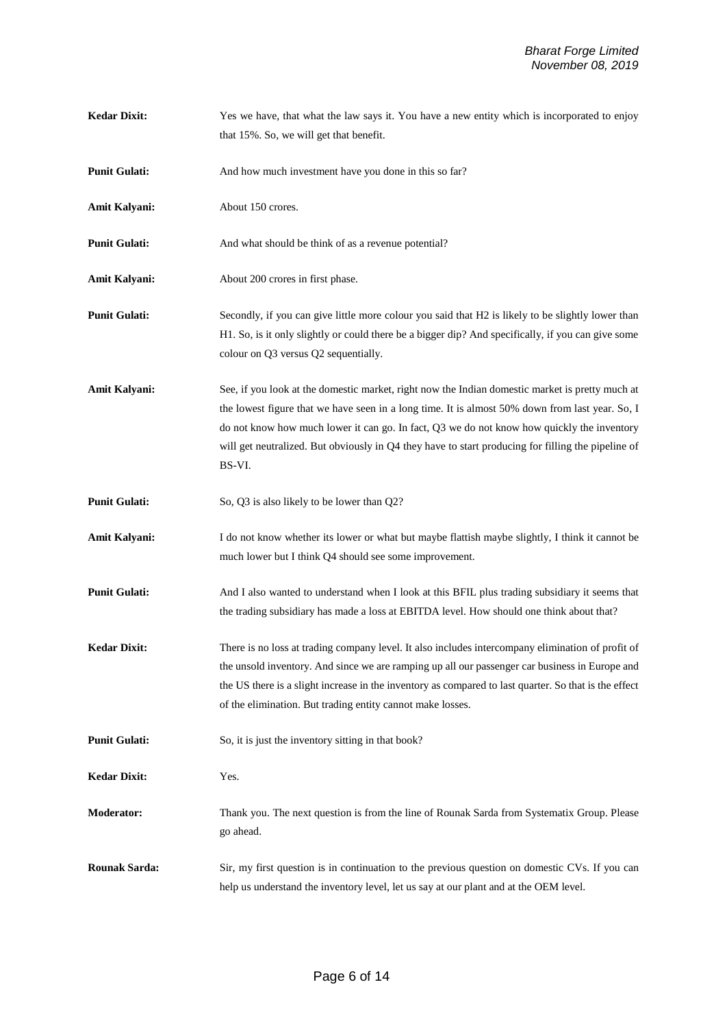**Kedar Dixit:** Yes we have, that what the law says it. You have a new entity which is incorporated to enjoy that 15%. So, we will get that benefit.

**Punit Gulati:** And how much investment have you done in this so far?

**Amit Kalyani:** About 150 crores.

**Punit Gulati:** And what should be think of as a revenue potential?

**Amit Kalyani:** About 200 crores in first phase.

**Punit Gulati:** Secondly, if you can give little more colour you said that H2 is likely to be slightly lower than H1. So, is it only slightly or could there be a bigger dip? And specifically, if you can give some colour on Q3 versus Q2 sequentially.

**Amit Kalyani:** See, if you look at the domestic market, right now the Indian domestic market is pretty much at the lowest figure that we have seen in a long time. It is almost 50% down from last year. So, I do not know how much lower it can go. In fact, Q3 we do not know how quickly the inventory will get neutralized. But obviously in Q4 they have to start producing for filling the pipeline of BS-VI.

**Punit Gulati:** So, Q3 is also likely to be lower than Q2?

**Amit Kalyani:** I do not know whether its lower or what but maybe flattish maybe slightly, I think it cannot be much lower but I think Q4 should see some improvement.

**Punit Gulati:** And I also wanted to understand when I look at this BFIL plus trading subsidiary it seems that the trading subsidiary has made a loss at EBITDA level. How should one think about that?

**Kedar Dixit:** There is no loss at trading company level. It also includes intercompany elimination of profit of the unsold inventory. And since we are ramping up all our passenger car business in Europe and the US there is a slight increase in the inventory as compared to last quarter. So that is the effect of the elimination. But trading entity cannot make losses.

**Punit Gulati:** So, it is just the inventory sitting in that book?

**Kedar Dixit:** Yes.

**Moderator:** Thank you. The next question is from the line of Rounak Sarda from Systematix Group. Please go ahead.

**Rounak Sarda:** Sir, my first question is in continuation to the previous question on domestic CVs. If you can help us understand the inventory level, let us say at our plant and at the OEM level.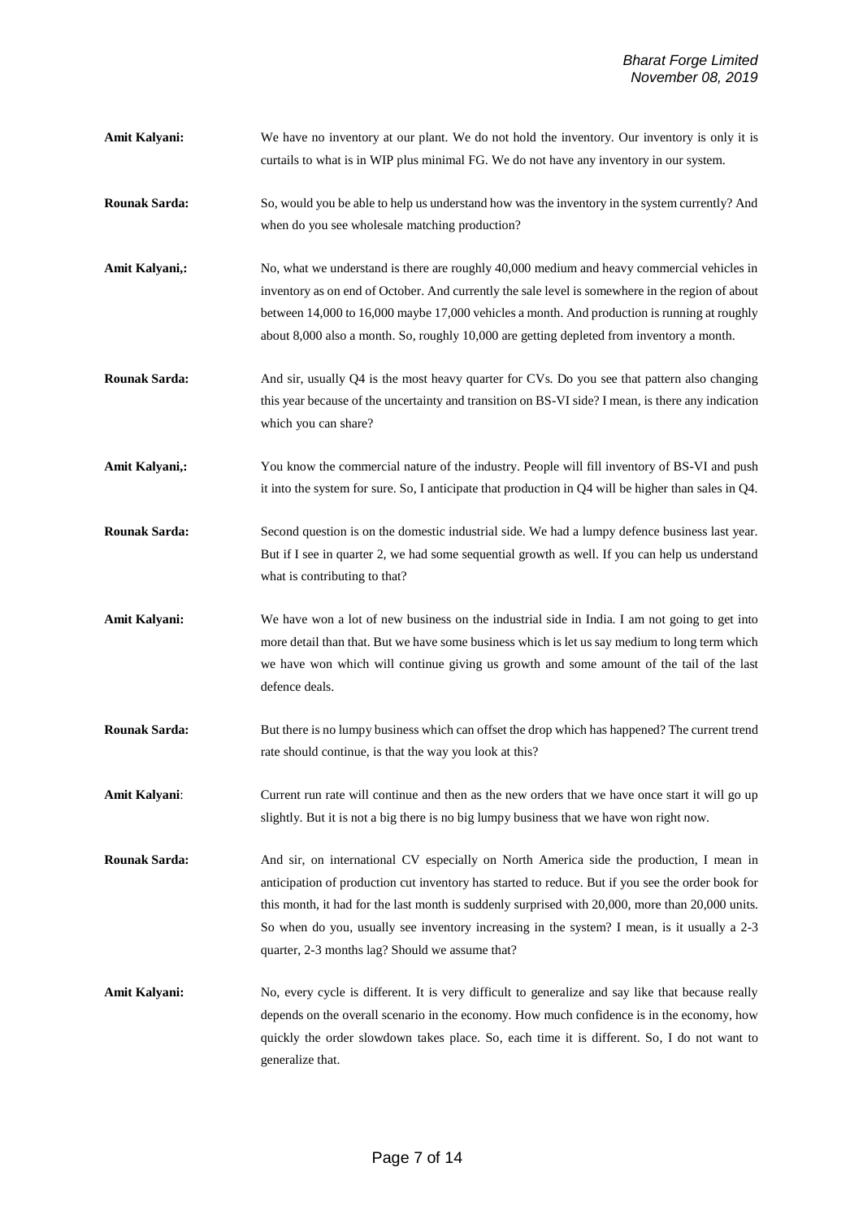**Amit Kalyani:** We have no inventory at our plant. We do not hold the inventory. Our inventory is only it is curtails to what is in WIP plus minimal FG. We do not have any inventory in our system.

**Rounak Sarda:** So, would you be able to help us understand how was the inventory in the system currently? And when do you see wholesale matching production?

**Amit Kalyani,:** No, what we understand is there are roughly 40,000 medium and heavy commercial vehicles in inventory as on end of October. And currently the sale level is somewhere in the region of about between 14,000 to 16,000 maybe 17,000 vehicles a month. And production is running at roughly about 8,000 also a month. So, roughly 10,000 are getting depleted from inventory a month.

**Rounak Sarda:** And sir, usually Q4 is the most heavy quarter for CVs. Do you see that pattern also changing this year because of the uncertainty and transition on BS-VI side? I mean, is there any indication which you can share?

**Amit Kalyani,:** You know the commercial nature of the industry. People will fill inventory of BS-VI and push it into the system for sure. So, I anticipate that production in Q4 will be higher than sales in Q4.

**Rounak Sarda:** Second question is on the domestic industrial side. We had a lumpy defence business last year. But if I see in quarter 2, we had some sequential growth as well. If you can help us understand what is contributing to that?

**Amit Kalyani:** We have won a lot of new business on the industrial side in India. I am not going to get into more detail than that. But we have some business which is let us say medium to long term which we have won which will continue giving us growth and some amount of the tail of the last defence deals.

**Rounak Sarda:** But there is no lumpy business which can offset the drop which has happened? The current trend rate should continue, is that the way you look at this?

**Amit Kalyani**: Current run rate will continue and then as the new orders that we have once start it will go up slightly. But it is not a big there is no big lumpy business that we have won right now.

**Rounak Sarda:** And sir, on international CV especially on North America side the production, I mean in anticipation of production cut inventory has started to reduce. But if you see the order book for this month, it had for the last month is suddenly surprised with 20,000, more than 20,000 units. So when do you, usually see inventory increasing in the system? I mean, is it usually a 2-3 quarter, 2-3 months lag? Should we assume that?

**Amit Kalyani:** No, every cycle is different. It is very difficult to generalize and say like that because really depends on the overall scenario in the economy. How much confidence is in the economy, how quickly the order slowdown takes place. So, each time it is different. So, I do not want to generalize that.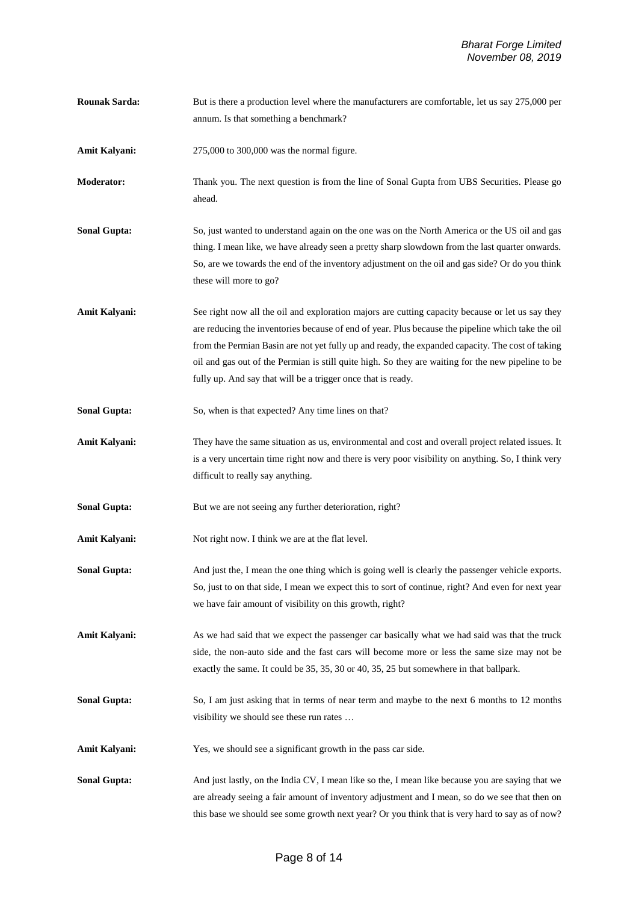**Rounak Sarda:** But is there a production level where the manufacturers are comfortable, let us say 275,000 per annum. Is that something a benchmark?

**Amit Kalyani:** 275,000 to 300,000 was the normal figure.

**Moderator:** Thank you. The next question is from the line of Sonal Gupta from UBS Securities. Please go ahead.

**Sonal Gupta:** So, just wanted to understand again on the one was on the North America or the US oil and gas thing. I mean like, we have already seen a pretty sharp slowdown from the last quarter onwards. So, are we towards the end of the inventory adjustment on the oil and gas side? Or do you think these will more to go?

**Amit Kalyani:** See right now all the oil and exploration majors are cutting capacity because or let us say they are reducing the inventories because of end of year. Plus because the pipeline which take the oil from the Permian Basin are not yet fully up and ready, the expanded capacity. The cost of taking oil and gas out of the Permian is still quite high. So they are waiting for the new pipeline to be fully up. And say that will be a trigger once that is ready.

**Sonal Gupta:** So, when is that expected? Any time lines on that?

**Amit Kalyani:** They have the same situation as us, environmental and cost and overall project related issues. It is a very uncertain time right now and there is very poor visibility on anything. So, I think very difficult to really say anything.

**Sonal Gupta:** But we are not seeing any further deterioration, right?

**Amit Kalyani:** Not right now. I think we are at the flat level.

**Sonal Gupta:** And just the, I mean the one thing which is going well is clearly the passenger vehicle exports. So, just to on that side, I mean we expect this to sort of continue, right? And even for next year we have fair amount of visibility on this growth, right?

**Amit Kalyani:** As we had said that we expect the passenger car basically what we had said was that the truck side, the non-auto side and the fast cars will become more or less the same size may not be exactly the same. It could be 35, 35, 30 or 40, 35, 25 but somewhere in that ballpark.

**Sonal Gupta:** So, I am just asking that in terms of near term and maybe to the next 6 months to 12 months visibility we should see these run rates …

**Amit Kalyani:** Yes, we should see a significant growth in the pass car side.

**Sonal Gupta:** And just lastly, on the India CV, I mean like so the, I mean like because you are saying that we are already seeing a fair amount of inventory adjustment and I mean, so do we see that then on this base we should see some growth next year? Or you think that is very hard to say as of now?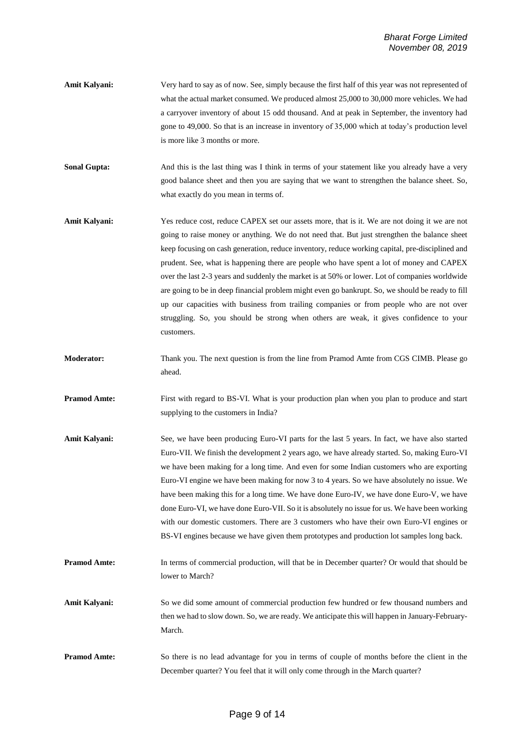**Amit Kalyani:** Very hard to say as of now. See, simply because the first half of this year was not represented of what the actual market consumed. We produced almost 25,000 to 30,000 more vehicles. We had a carryover inventory of about 15 odd thousand. And at peak in September, the inventory had gone to 49,000. So that is an increase in inventory of 35,000 which at today's production level is more like 3 months or more.

**Sonal Gupta:** And this is the last thing was I think in terms of your statement like you already have a very good balance sheet and then you are saying that we want to strengthen the balance sheet. So, what exactly do you mean in terms of.

**Amit Kalyani:** Yes reduce cost, reduce CAPEX set our assets more, that is it. We are not doing it we are not going to raise money or anything. We do not need that. But just strengthen the balance sheet keep focusing on cash generation, reduce inventory, reduce working capital, pre-disciplined and prudent. See, what is happening there are people who have spent a lot of money and CAPEX over the last 2-3 years and suddenly the market is at 50% or lower. Lot of companies worldwide are going to be in deep financial problem might even go bankrupt. So, we should be ready to fill up our capacities with business from trailing companies or from people who are not over struggling. So, you should be strong when others are weak, it gives confidence to your customers.

**Moderator:** Thank you. The next question is from the line from Pramod Amte from CGS CIMB. Please go ahead.

**Pramod Amte:** First with regard to BS-VI. What is your production plan when you plan to produce and start supplying to the customers in India?

**Amit Kalyani:** See, we have been producing Euro-VI parts for the last 5 years. In fact, we have also started Euro-VII. We finish the development 2 years ago, we have already started. So, making Euro-VI we have been making for a long time. And even for some Indian customers who are exporting Euro-VI engine we have been making for now 3 to 4 years. So we have absolutely no issue. We have been making this for a long time. We have done Euro-IV, we have done Euro-V, we have done Euro-VI, we have done Euro-VII. So it is absolutely no issue for us. We have been working with our domestic customers. There are 3 customers who have their own Euro-VI engines or BS-VI engines because we have given them prototypes and production lot samples long back.

**Pramod Amte:** In terms of commercial production, will that be in December quarter? Or would that should be lower to March?

**Amit Kalyani:** So we did some amount of commercial production few hundred or few thousand numbers and then we had to slow down. So, we are ready. We anticipate this will happen in January-February-March.

**Pramod Amte:** So there is no lead advantage for you in terms of couple of months before the client in the December quarter? You feel that it will only come through in the March quarter?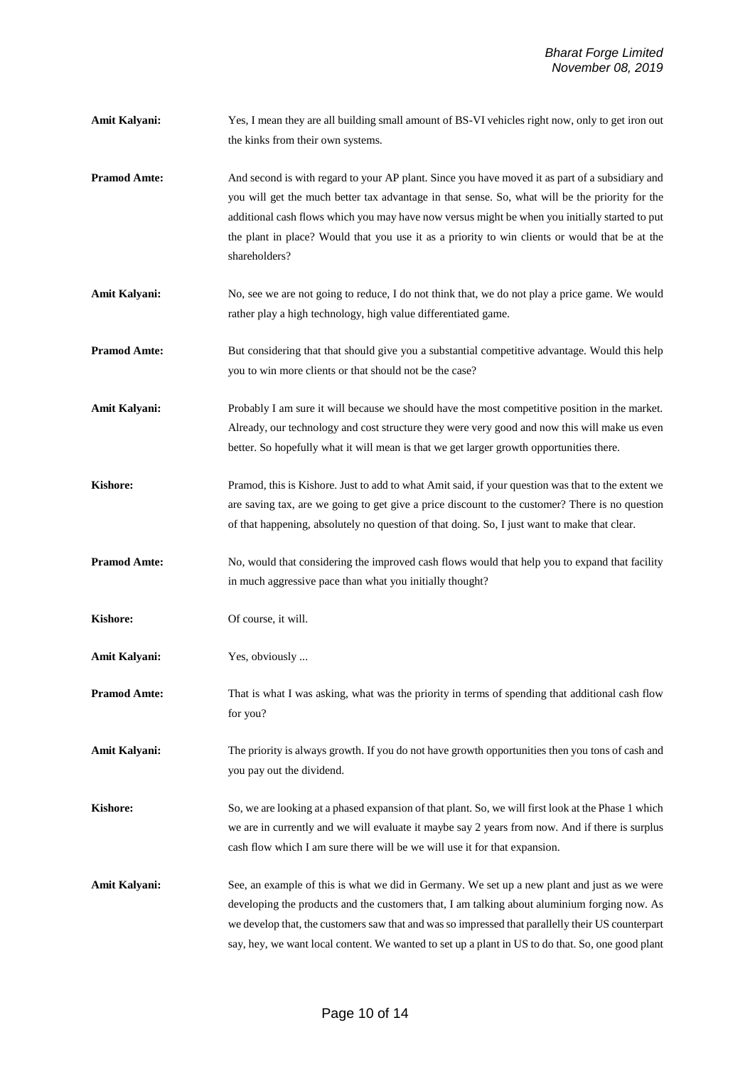**Amit Kalyani:** Yes, I mean they are all building small amount of BS-VI vehicles right now, only to get iron out the kinks from their own systems.

**Pramod Amte:** And second is with regard to your AP plant. Since you have moved it as part of a subsidiary and you will get the much better tax advantage in that sense. So, what will be the priority for the additional cash flows which you may have now versus might be when you initially started to put the plant in place? Would that you use it as a priority to win clients or would that be at the shareholders?

**Amit Kalyani:** No, see we are not going to reduce, I do not think that, we do not play a price game. We would rather play a high technology, high value differentiated game.

**Pramod Amte:** But considering that that should give you a substantial competitive advantage. Would this help you to win more clients or that should not be the case?

**Amit Kalyani:** Probably I am sure it will because we should have the most competitive position in the market. Already, our technology and cost structure they were very good and now this will make us even better. So hopefully what it will mean is that we get larger growth opportunities there.

**Kishore:** Pramod, this is Kishore. Just to add to what Amit said, if your question was that to the extent we are saving tax, are we going to get give a price discount to the customer? There is no question of that happening, absolutely no question of that doing. So, I just want to make that clear.

**Pramod Amte:** No, would that considering the improved cash flows would that help you to expand that facility in much aggressive pace than what you initially thought?

**Kishore:** Of course, it will.

**Amit Kalyani:** Yes, obviously ...

**Pramod Amte:** That is what I was asking, what was the priority in terms of spending that additional cash flow for you?

**Amit Kalyani:** The priority is always growth. If you do not have growth opportunities then you tons of cash and you pay out the dividend.

**Kishore:** So, we are looking at a phased expansion of that plant. So, we will first look at the Phase 1 which we are in currently and we will evaluate it maybe say 2 years from now. And if there is surplus cash flow which I am sure there will be we will use it for that expansion.

**Amit Kalyani:** See, an example of this is what we did in Germany. We set up a new plant and just as we were developing the products and the customers that, I am talking about aluminium forging now. As we develop that, the customers saw that and was so impressed that parallelly their US counterpart say, hey, we want local content. We wanted to set up a plant in US to do that. So, one good plant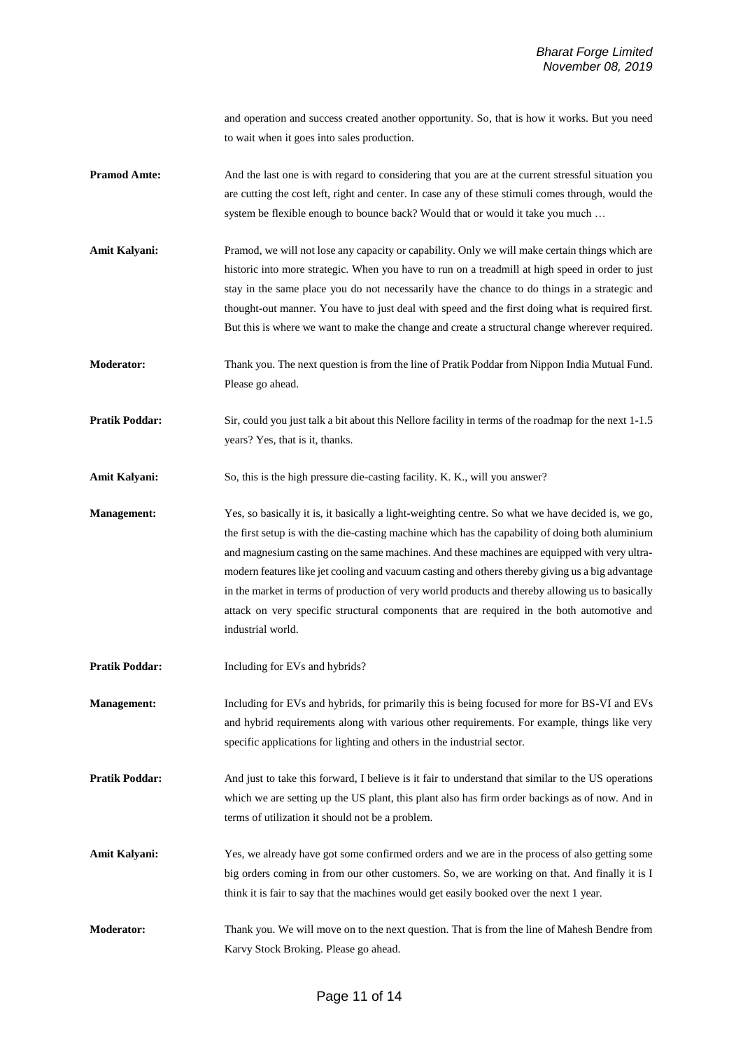and operation and success created another opportunity. So, that is how it works. But you need to wait when it goes into sales production.

**Pramod Amte:** And the last one is with regard to considering that you are at the current stressful situation you are cutting the cost left, right and center. In case any of these stimuli comes through, would the system be flexible enough to bounce back? Would that or would it take you much …

**Amit Kalyani:** Pramod, we will not lose any capacity or capability. Only we will make certain things which are historic into more strategic. When you have to run on a treadmill at high speed in order to just stay in the same place you do not necessarily have the chance to do things in a strategic and thought-out manner. You have to just deal with speed and the first doing what is required first. But this is where we want to make the change and create a structural change wherever required.

**Moderator:** Thank you. The next question is from the line of Pratik Poddar from Nippon India Mutual Fund. Please go ahead.

**Pratik Poddar:** Sir, could you just talk a bit about this Nellore facility in terms of the roadmap for the next 1-1.5 years? Yes, that is it, thanks.

**Amit Kalyani:** So, this is the high pressure die-casting facility. K. K., will you answer?

**Management:** Yes, so basically it is, it basically a light-weighting centre. So what we have decided is, we go, the first setup is with the die-casting machine which has the capability of doing both aluminium and magnesium casting on the same machines. And these machines are equipped with very ultra-modern features like jet cooling and vacuum casting and others thereby giving us a big advantage in the market in terms of production of very world products and thereby allowing us to basically attack on very specific structural components that are required in the both automotive and industrial world.

**Pratik Poddar:** Including for EVs and hybrids?

**Management:** Including for EVs and hybrids, for primarily this is being focused for more for BS-VI and EVs and hybrid requirements along with various other requirements. For example, things like very specific applications for lighting and others in the industrial sector.

**Pratik Poddar:** And just to take this forward, I believe is it fair to understand that similar to the US operations which we are setting up the US plant, this plant also has firm order backings as of now. And in terms of utilization it should not be a problem.

**Amit Kalyani:** Yes, we already have got some confirmed orders and we are in the process of also getting some big orders coming in from our other customers. So, we are working on that. And finally it is I think it is fair to say that the machines would get easily booked over the next 1 year.

**Moderator:** Thank you. We will move on to the next question. That is from the line of Mahesh Bendre from Karvy Stock Broking. Please go ahead.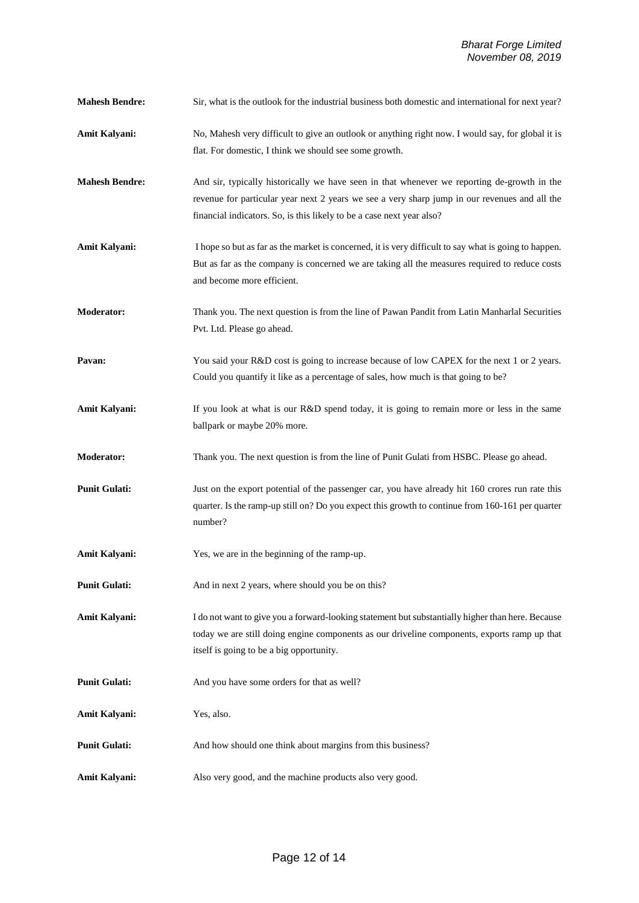**Mahesh Bendre:** Sir, what is the outlook for the industrial business both domestic and international for next year?

**Amit Kalyani:** No, Mahesh very difficult to give an outlook or anything right now. I would say, for global it is flat. For domestic, I think we should see some growth.

**Mahesh Bendre:** And sir, typically historically we have seen in that whenever we reporting de-growth in the revenue for particular year next 2 years we see a very sharp jump in our revenues and all the financial indicators. So, is this likely to be a case next year also?

**Amit Kalyani:** I hope so but as far as the market is concerned, it is very difficult to say what is going to happen. But as far as the company is concerned we are taking all the measures required to reduce costs and become more efficient.

**Moderator:** Thank you. The next question is from the line of Pawan Pandit from Latin Manharlal Securities Pvt. Ltd. Please go ahead.

**Pavan:** You said your R&D cost is going to increase because of low CAPEX for the next 1 or 2 years. Could you quantify it like as a percentage of sales, how much is that going to be?

**Amit Kalyani:** If you look at what is our R&D spend today, it is going to remain more or less in the same ballpark or maybe 20% more.

**Moderator:** Thank you. The next question is from the line of Punit Gulati from HSBC. Please go ahead.

**Punit Gulati:** Just on the export potential of the passenger car, you have already hit 160 crores run rate this quarter. Is the ramp-up still on? Do you expect this growth to continue from 160-161 per quarter number?

**Amit Kalyani:** Yes, we are in the beginning of the ramp-up.

**Punit Gulati:** And in next 2 years, where should you be on this?

**Amit Kalyani:** I do not want to give you a forward-looking statement but substantially higher than here. Because today we are still doing engine components as our driveline components, exports ramp up that itself is going to be a big opportunity.

**Punit Gulati:** And you have some orders for that as well?

**Amit Kalyani:** Yes, also.

**Punit Gulati:** And how should one think about margins from this business?

**Amit Kalyani:** Also very good, and the machine products also very good.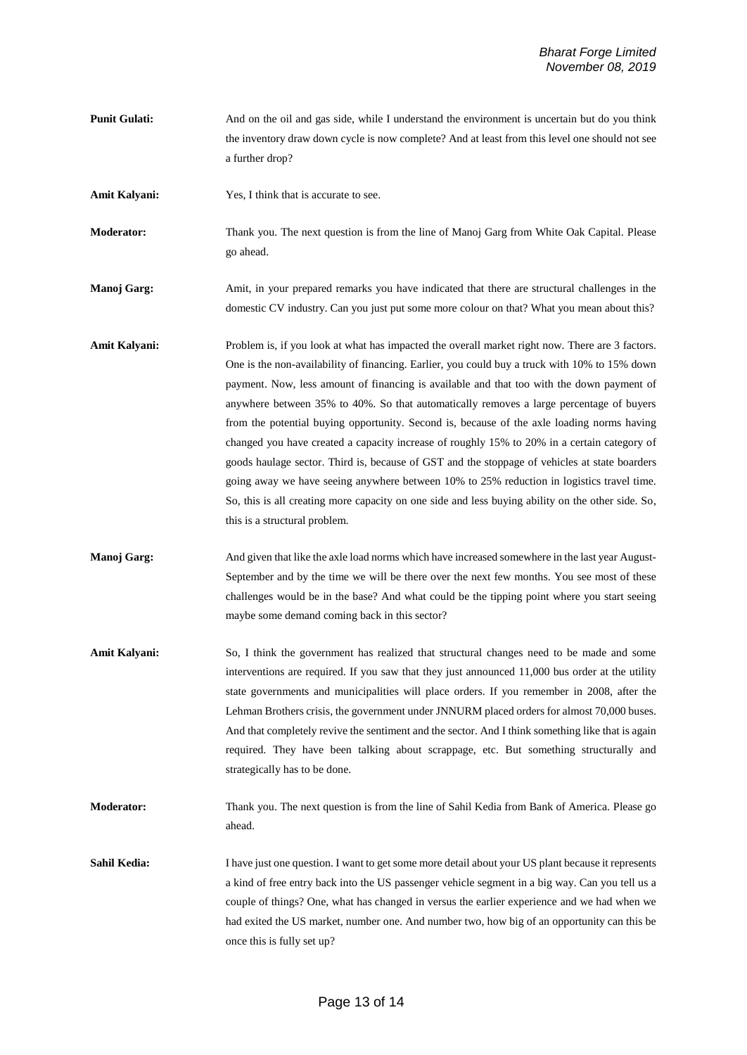**Punit Gulati:** And on the oil and gas side, while I understand the environment is uncertain but do you think the inventory draw down cycle is now complete? And at least from this level one should not see a further drop?

**Amit Kalyani:** Yes, I think that is accurate to see.

**Moderator:** Thank you. The next question is from the line of Manoj Garg from White Oak Capital. Please go ahead.

**Manoj Garg:** Amit, in your prepared remarks you have indicated that there are structural challenges in the domestic CV industry. Can you just put some more colour on that? What you mean about this?

**Amit Kalyani:** Problem is, if you look at what has impacted the overall market right now. There are 3 factors. One is the non-availability of financing. Earlier, you could buy a truck with 10% to 15% down payment. Now, less amount of financing is available and that too with the down payment of anywhere between 35% to 40%. So that automatically removes a large percentage of buyers from the potential buying opportunity. Second is, because of the axle loading norms having changed you have created a capacity increase of roughly 15% to 20% in a certain category of goods haulage sector. Third is, because of GST and the stoppage of vehicles at state boarders going away we have seeing anywhere between 10% to 25% reduction in logistics travel time. So, this is all creating more capacity on one side and less buying ability on the other side. So, this is a structural problem.

**Manoj Garg:** And given that like the axle load norms which have increased somewhere in the last year August-September and by the time we will be there over the next few months. You see most of these challenges would be in the base? And what could be the tipping point where you start seeing maybe some demand coming back in this sector?

**Amit Kalyani:** So, I think the government has realized that structural changes need to be made and some interventions are required. If you saw that they just announced 11,000 bus order at the utility state governments and municipalities will place orders. If you remember in 2008, after the Lehman Brothers crisis, the government under JNNURM placed orders for almost 70,000 buses. And that completely revive the sentiment and the sector. And I think something like that is again required. They have been talking about scrappage, etc. But something structurally and strategically has to be done.

**Moderator:** Thank you. The next question is from the line of Sahil Kedia from Bank of America. Please go ahead.

**Sahil Kedia:** I have just one question. I want to get some more detail about your US plant because it represents a kind of free entry back into the US passenger vehicle segment in a big way. Can you tell us a couple of things? One, what has changed in versus the earlier experience and we had when we had exited the US market, number one. And number two, how big of an opportunity can this be once this is fully set up?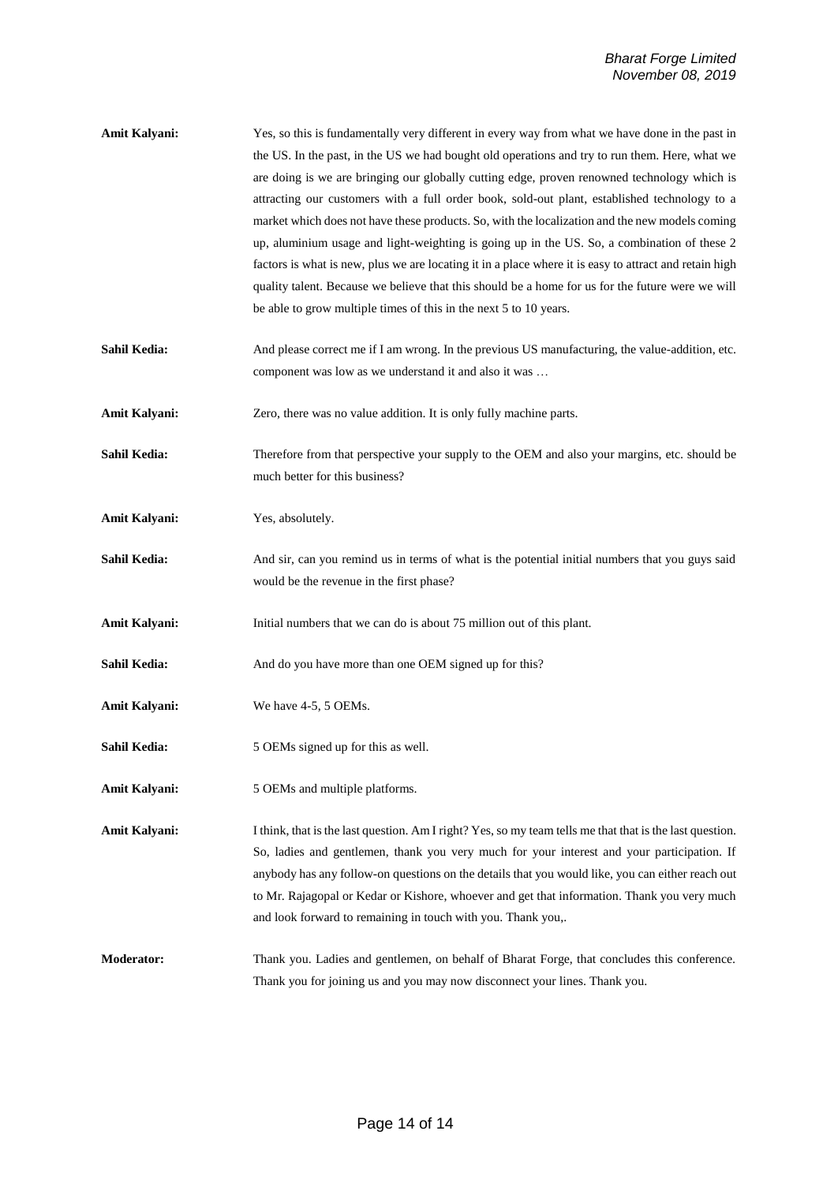**Amit Kalyani:** Yes, so this is fundamentally very different in every way from what we have done in the past in the US. In the past, in the US we had bought old operations and try to run them. Here, what we are doing is we are bringing our globally cutting edge, proven renowned technology which is attracting our customers with a full order book, sold-out plant, established technology to a market which does not have these products. So, with the localization and the new models coming up, aluminium usage and light-weighting is going up in the US. So, a combination of these 2 factors is what is new, plus we are locating it in a place where it is easy to attract and retain high quality talent. Because we believe that this should be a home for us for the future were we will be able to grow multiple times of this in the next 5 to 10 years.

**Sahil Kedia:** And please correct me if I am wrong. In the previous US manufacturing, the value-addition, etc. component was low as we understand it and also it was …

**Amit Kalyani:** Zero, there was no value addition. It is only fully machine parts.

**Sahil Kedia:** Therefore from that perspective your supply to the OEM and also your margins, etc. should be much better for this business?

**Amit Kalyani:** Yes, absolutely.

**Sahil Kedia:** And sir, can you remind us in terms of what is the potential initial numbers that you guys said would be the revenue in the first phase?

**Amit Kalyani:** Initial numbers that we can do is about 75 million out of this plant.

**Sahil Kedia:** And do you have more than one OEM signed up for this?

**Amit Kalyani:** We have 4-5, 5 OEMs.

**Sahil Kedia:** 5 OEMs signed up for this as well.

**Amit Kalyani:** 5 OEMs and multiple platforms.

**Amit Kalyani:** I think, that is the last question. Am I right? Yes, so my team tells me that that is the last question. So, ladies and gentlemen, thank you very much for your interest and your participation. If anybody has any follow-on questions on the details that you would like, you can either reach out to Mr. Rajagopal or Kedar or Kishore, whoever and get that information. Thank you very much and look forward to remaining in touch with you. Thank you,.

**Moderator:** Thank you. Ladies and gentlemen, on behalf of Bharat Forge, that concludes this conference. Thank you for joining us and you may now disconnect your lines. Thank you.